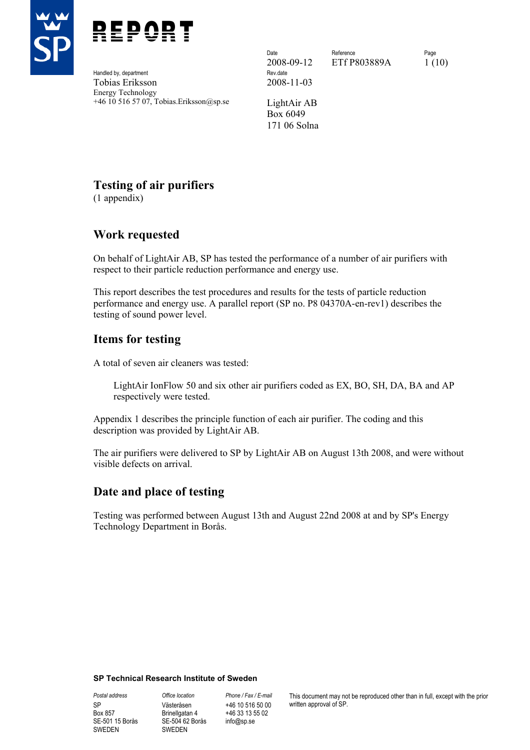# REPORT

| Date | Reference | Page |
|---|---|---|
| 2008-09-12 | ETf P803889A | 1 (10) |

Handled by, department
Tobias Eriksson
Energy Technology
+46 10 516 57 07, Tobias.Eriksson@sp.se

Rev.date
2008-11-03

LightAir AB
Box 6049
171 06 Solna

## Testing of air purifiers

(1 appendix)

## Work requested

On behalf of LightAir AB, SP has tested the performance of a number of air purifiers with respect to their particle reduction performance and energy use.

This report describes the test procedures and results for the tests of particle reduction performance and energy use. A parallel report (SP no. P8 04370A-en-rev1) describes the testing of sound power level.

## Items for testing

A total of seven air cleaners was tested:

> LightAir IonFlow 50 and six other air purifiers coded as EX, BO, SH, DA, BA and AP respectively were tested.

Appendix 1 describes the principle function of each air purifier. The coding and this description was provided by LightAir AB.

The air purifiers were delivered to SP by LightAir AB on August 13th 2008, and were without visible defects on arrival.

## Date and place of testing

Testing was performed between August 13th and August 22nd 2008 at and by SP's Energy Technology Department in Borås.

**SP Technical Research Institute of Sweden**

| Postal address | Office location | Phone / Fax / E-mail | |
|---|---|---|---|
| SP<br>Box 857<br>SE-501 15 Borås<br>SWEDEN | Västeråsen<br>Brinellgatan 4<br>SE-504 62 Borås<br>SWEDEN | +46 10 516 50 00<br>+46 33 13 55 02<br>info@sp.se | This document may not be reproduced other than in full, except with the prior written approval of SP. |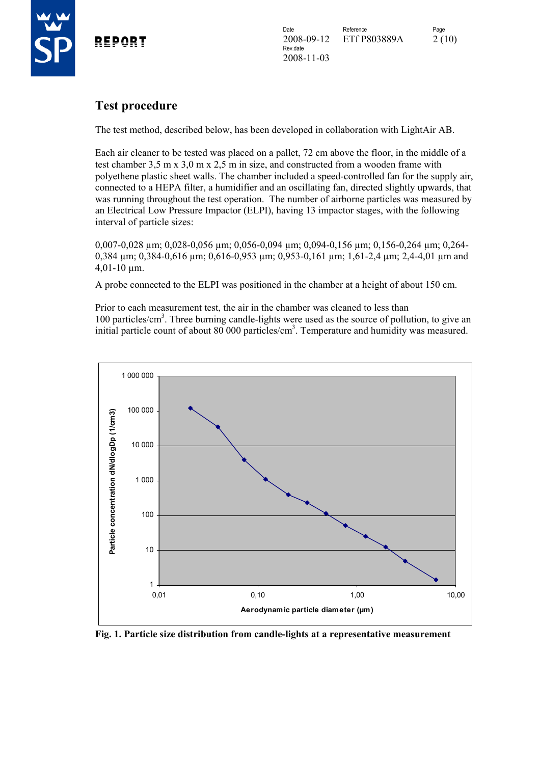## Test procedure

The test method, described below, has been developed in collaboration with LightAir AB.

Each air cleaner to be tested was placed on a pallet, 72 cm above the floor, in the middle of a test chamber 3,5 m x 3,0 m x 2,5 m in size, and constructed from a wooden frame with polyethene plastic sheet walls. The chamber included a speed-controlled fan for the supply air, connected to a HEPA filter, a humidifier and an oscillating fan, directed slightly upwards, that was running throughout the test operation. The number of airborne particles was measured by an Electrical Low Pressure Impactor (ELPI), having 13 impactor stages, with the following interval of particle sizes:

0,007-0,028 µm; 0,028-0,056 µm; 0,056-0,094 µm; 0,094-0,156 µm; 0,156-0,264 µm; 0,264-0,384 µm; 0,384-0,616 µm; 0,616-0,953 µm; 0,953-0,161 µm; 1,61-2,4 µm; 2,4-4,01 µm and 4,01-10 µm.

A probe connected to the ELPI was positioned in the chamber at a height of about 150 cm.

Prior to each measurement test, the air in the chamber was cleaned to less than 100 particles/cm$^3$. Three burning candle-lights were used as the source of pollution, to give an initial particle count of about 80 000 particles/cm$^3$. Temperature and humidity was measured.

**Fig. 1. Particle size distribution from candle-lights at a representative measurement**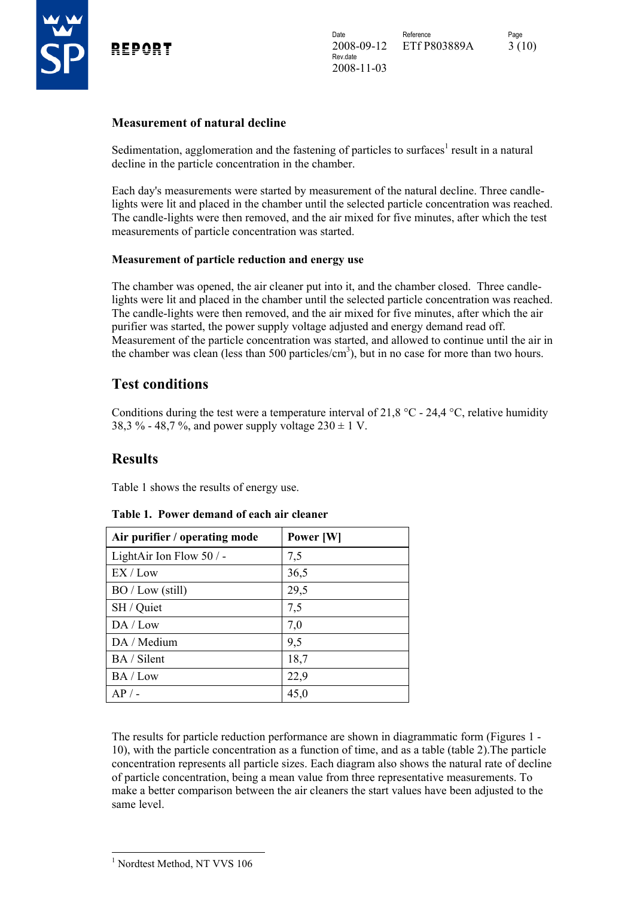### Measurement of natural decline

Sedimentation, agglomeration and the fastening of particles to surfaces[1] result in a natural decline in the particle concentration in the chamber.

Each day's measurements were started by measurement of the natural decline. Three candle-lights were lit and placed in the chamber until the selected particle concentration was reached. The candle-lights were then removed, and the air mixed for five minutes, after which the test measurements of particle concentration was started.

#### Measurement of particle reduction and energy use

The chamber was opened, the air cleaner put into it, and the chamber closed. Three candle-lights were lit and placed in the chamber until the selected particle concentration was reached. The candle-lights were then removed, and the air mixed for five minutes, after which the air purifier was started, the power supply voltage adjusted and energy demand read off. Measurement of the particle concentration was started, and allowed to continue until the air in the chamber was clean (less than 500 particles/cm$^3$), but in no case for more than two hours.

## Test conditions

Conditions during the test were a temperature interval of 21,8 °C - 24,4 °C, relative humidity 38,3 % - 48,7 %, and power supply voltage 230 ± 1 V.

## Results

Table 1 shows the results of energy use.

**Table 1. Power demand of each air cleaner**

| Air purifier / operating mode | Power [W] |
|---|---|
| LightAir Ion Flow 50 / - | 7,5 |
| EX / Low | 36,5 |
| BO / Low (still) | 29,5 |
| SH / Quiet | 7,5 |
| DA / Low | 7,0 |
| DA / Medium | 9,5 |
| BA / Silent | 18,7 |
| BA / Low | 22,9 |
| AP / - | 45,0 |

The results for particle reduction performance are shown in diagrammatic form (Figures 1 - 10), with the particle concentration as a function of time, and as a table (table 2).The particle concentration represents all particle sizes. Each diagram also shows the natural rate of decline of particle concentration, being a mean value from three representative measurements. To make a better comparison between the air cleaners the start values have been adjusted to the same level.

---

[1] Nordtest Method, NT VVS 106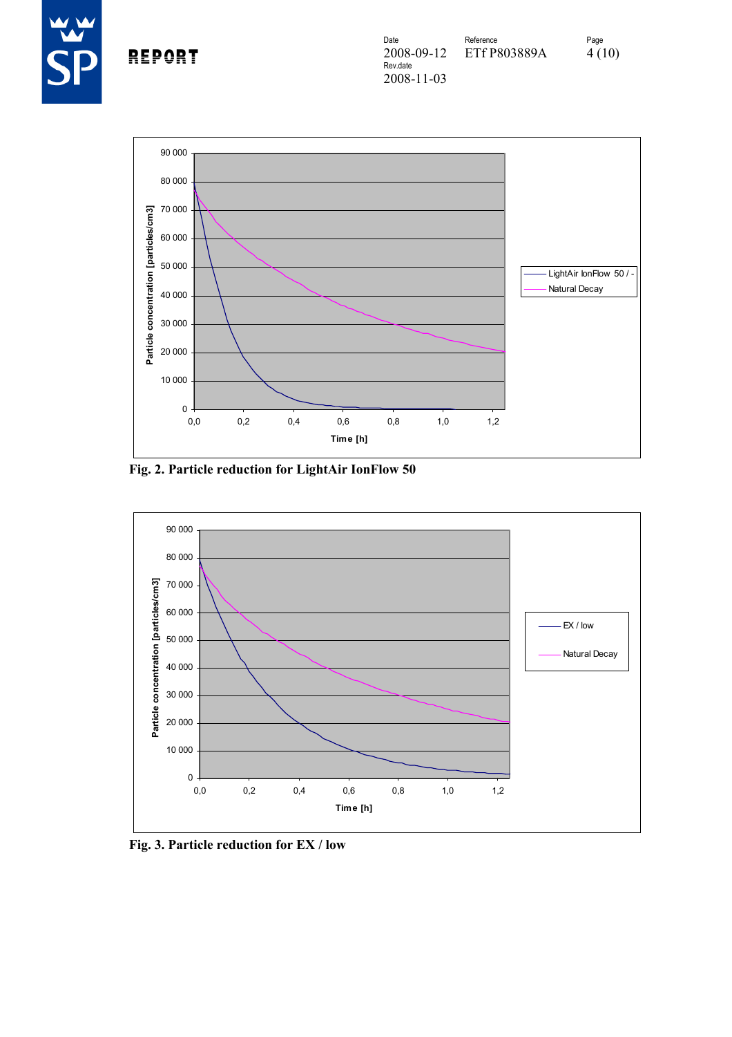Fig. 2. Particle reduction for LightAir IonFlow 50

Fig. 3. Particle reduction for EX / low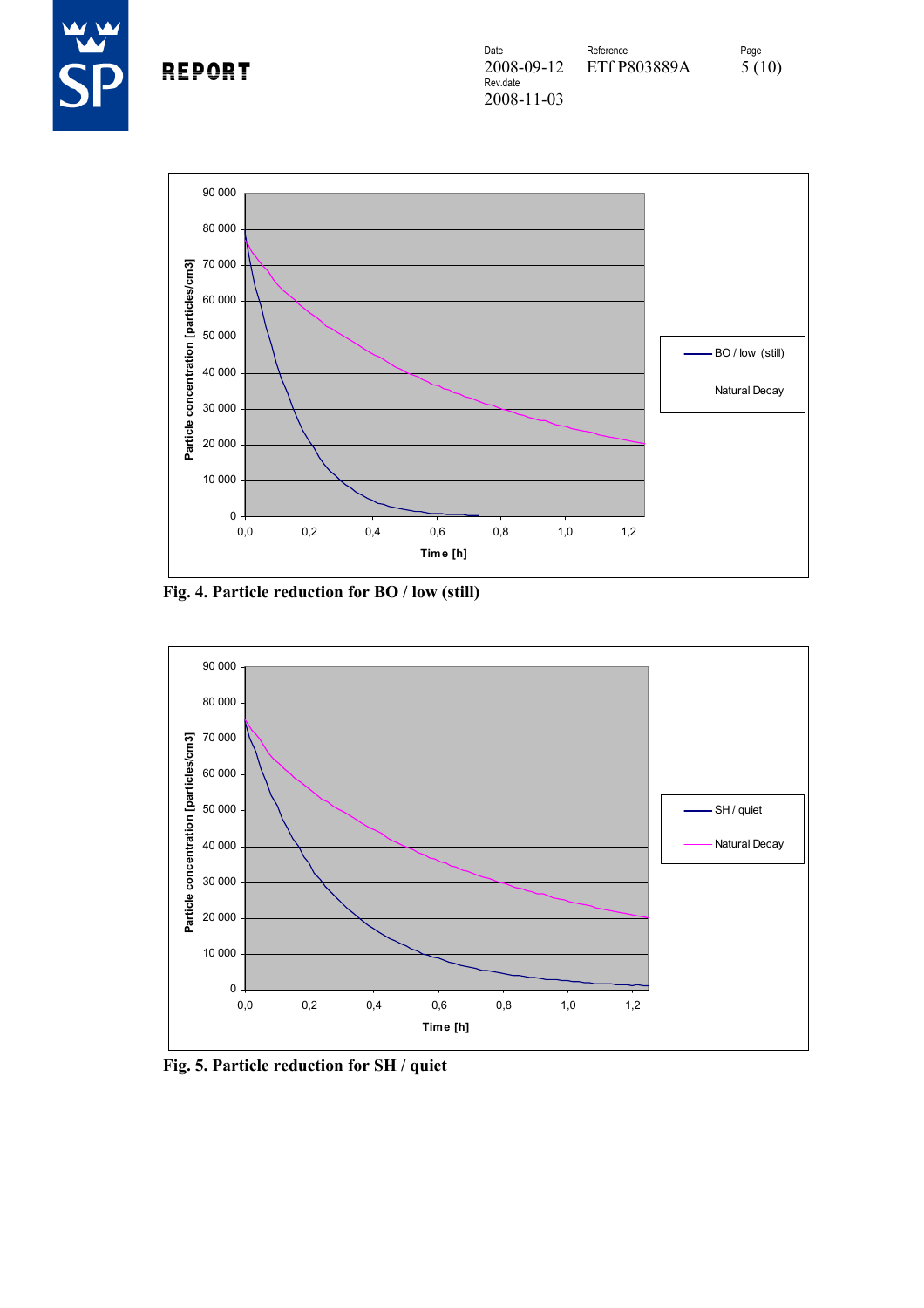**Fig. 4. Particle reduction for BO / low (still)**

**Fig. 5. Particle reduction for SH / quiet**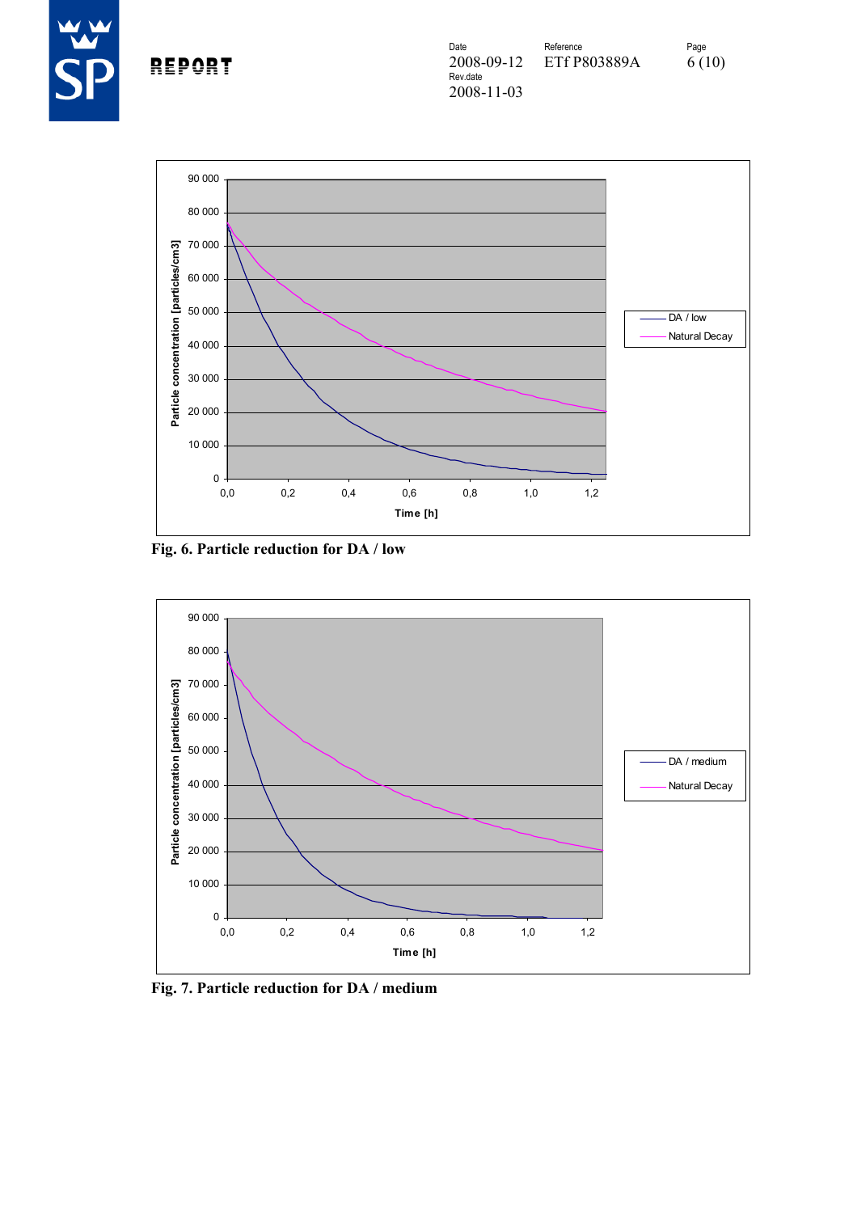Fig. 6. Particle reduction for DA / low

Fig. 7. Particle reduction for DA / medium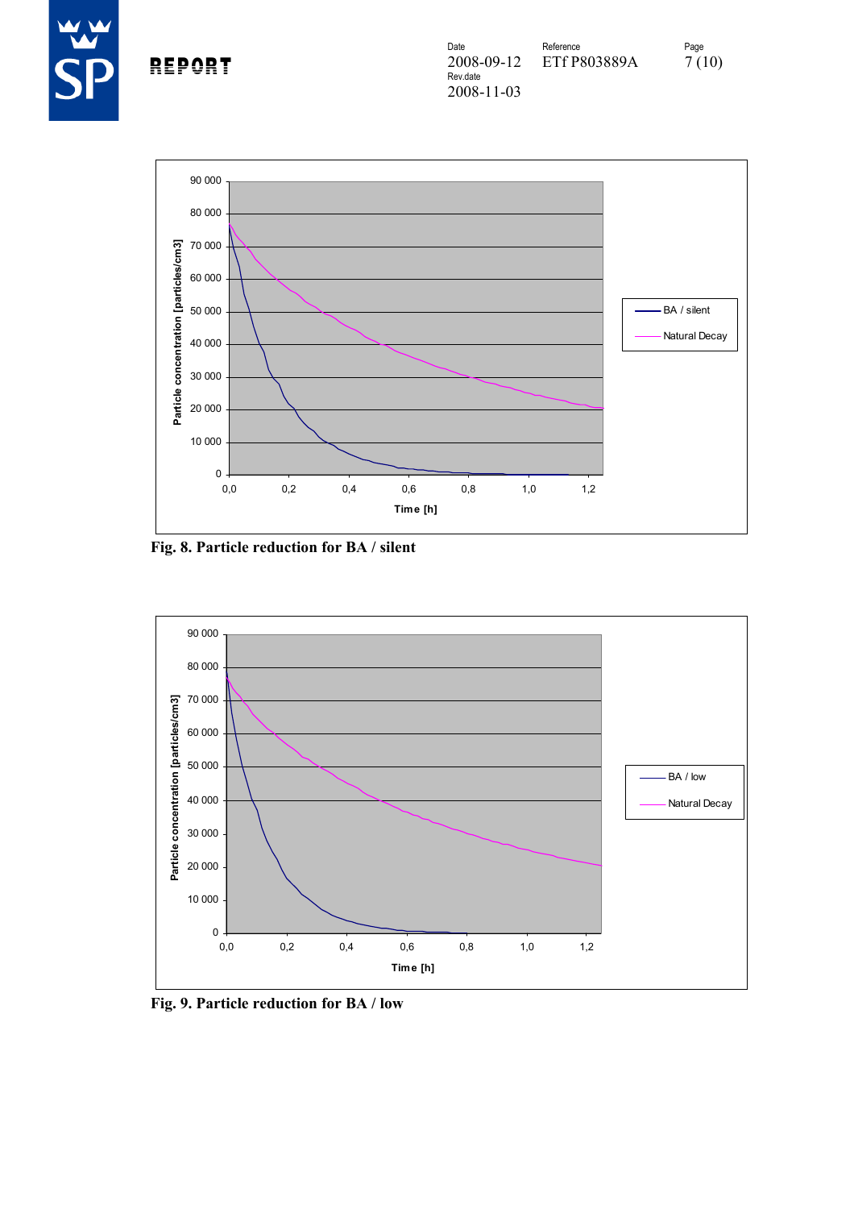Fig. 8. Particle reduction for BA / silent

Fig. 9. Particle reduction for BA / low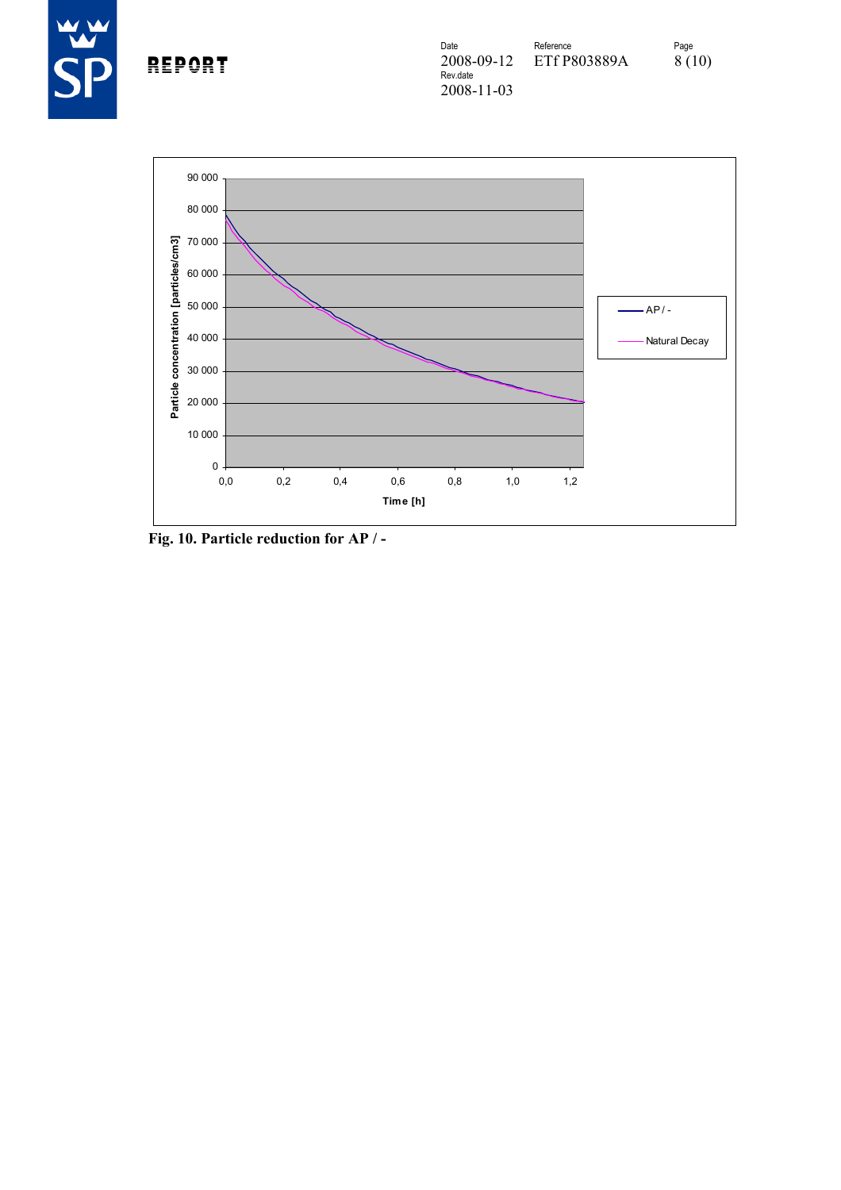Fig. 10. Particle reduction for AP / -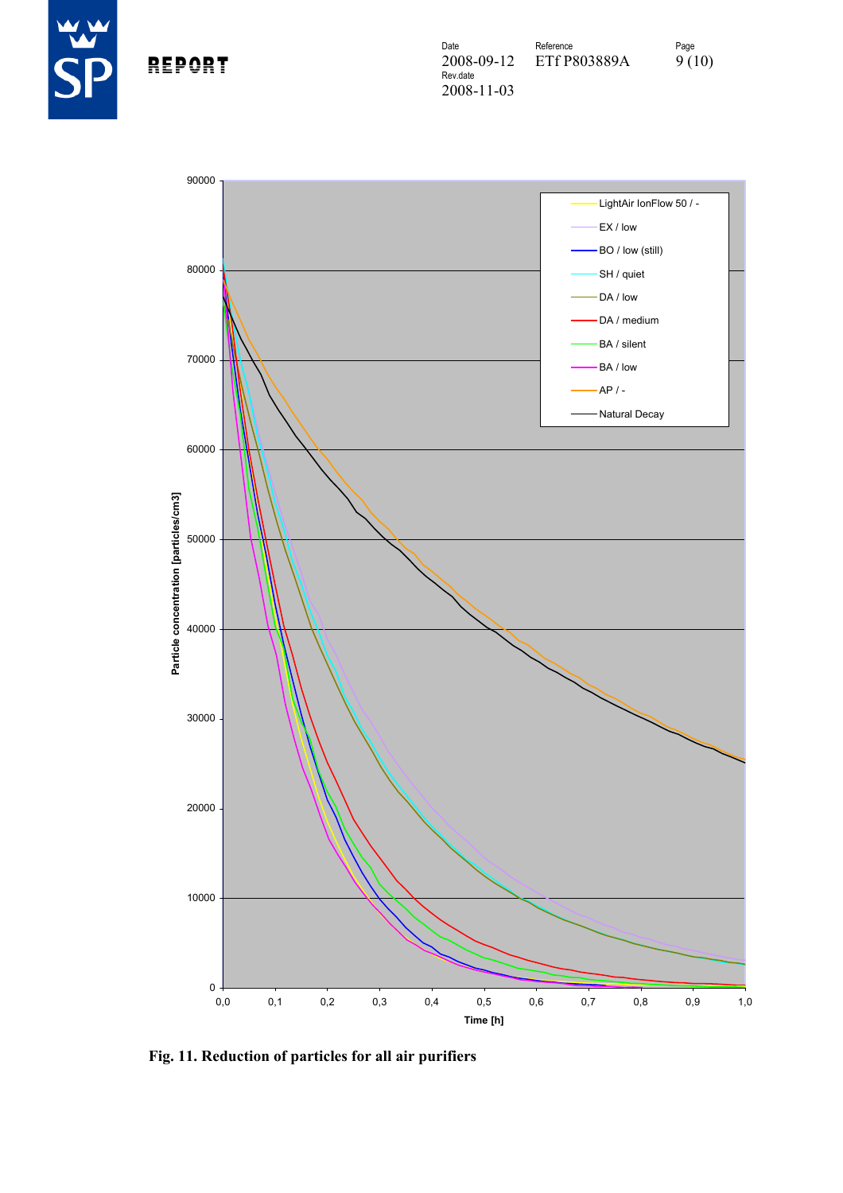Fig. 11. Reduction of particles for all air purifiers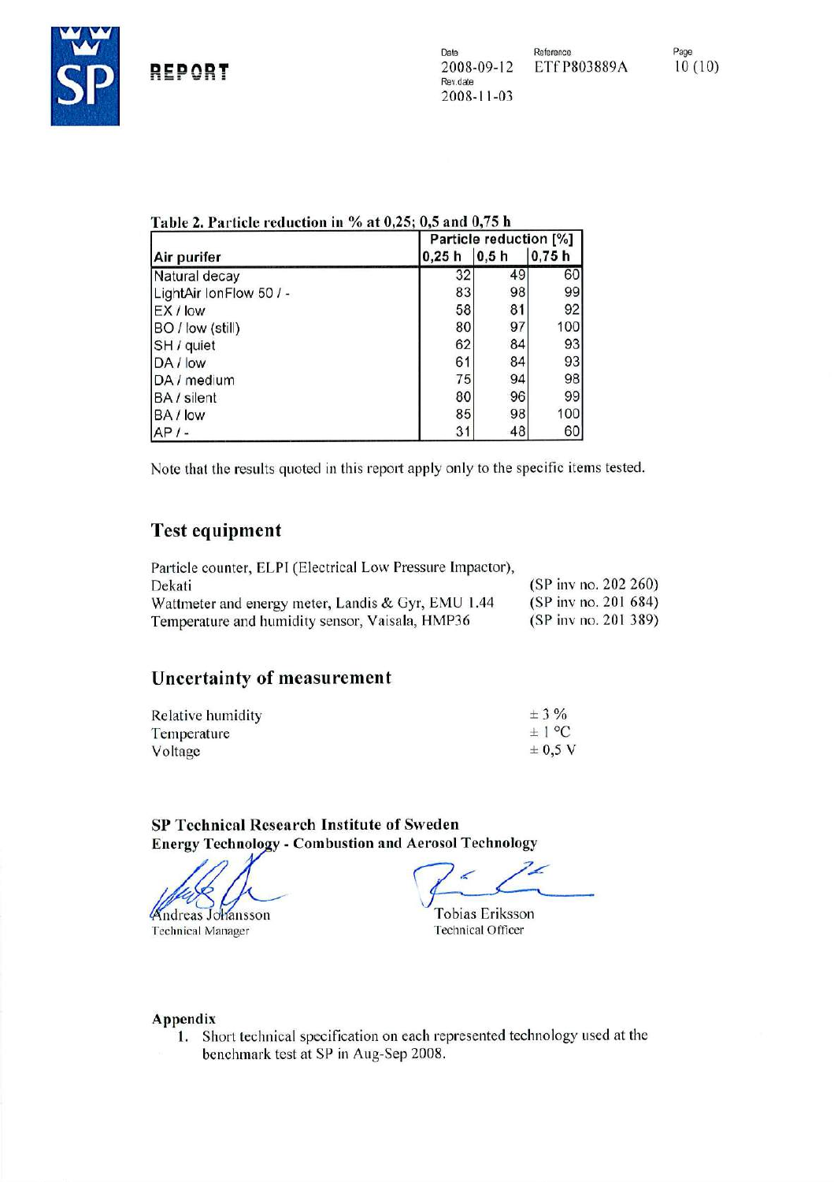**Table 2. Particle reduction in % at 0,25; 0,5 and 0,75 h**

| Air purifer | Particle reduction [%] | | |
|---|---|---|---|
| | 0,25 h | 0,5 h | 0,75 h |
| Natural decay | 32 | 49 | 60 |
| LightAir IonFlow 50 / - | 83 | 98 | 99 |
| EX / low | 58 | 81 | 92 |
| BO / low (still) | 80 | 97 | 100 |
| SH / quiet | 62 | 84 | 93 |
| DA / low | 61 | 84 | 93 |
| DA / medium | 75 | 94 | 98 |
| BA / silent | 80 | 96 | 99 |
| BA / low | 85 | 98 | 100 |
| AP / - | 31 | 48 | 60 |

Note that the results quoted in this report apply only to the specific items tested.

## Test equipment

| | |
|---|---|
| Particle counter, ELPI (Electrical Low Pressure Impactor), Dekati | (SP inv no. 202 260) |
| Wattmeter and energy meter, Landis & Gyr, EMU 1.44 | (SP inv no. 201 684) |
| Temperature and humidity sensor, Vaisala, HMP36 | (SP inv no. 201 389) |

## Uncertainty of measurement

| | |
|---|---|
| Relative humidity | ± 3 % |
| Temperature | ± 1 °C |
| Voltage | ± 0,5 V |

**SP Technical Research Institute of Sweden**
**Energy Technology - Combustion and Aerosol Technology**

Andreas Johansson
Technical Manager

Tobias Eriksson
Technical Officer

**Appendix**

1. Short technical specification on each represented technology used at the benchmark test at SP in Aug-Sep 2008.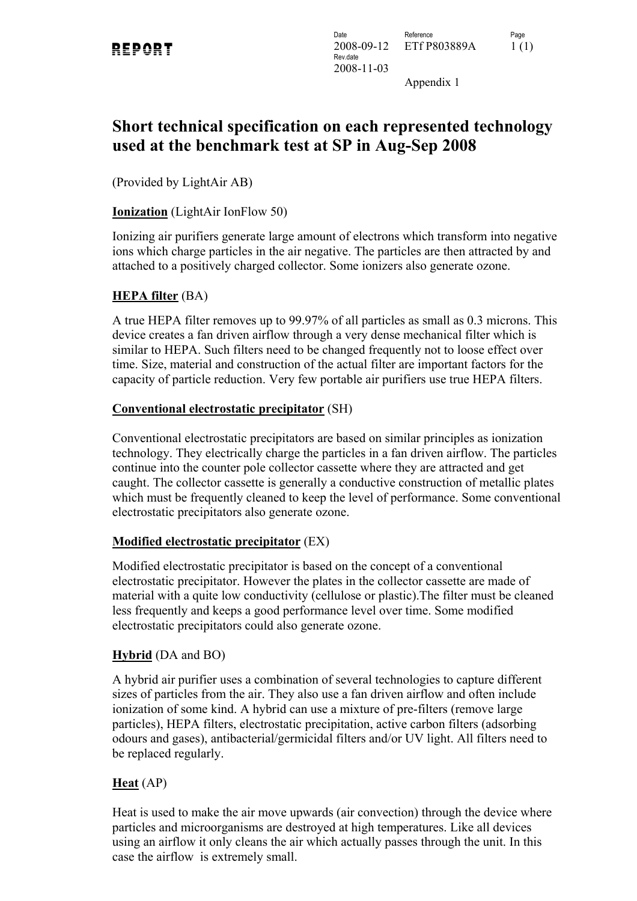Appendix 1

# Short technical specification on each represented technology used at the benchmark test at SP in Aug-Sep 2008

(Provided by LightAir AB)

**Ionization** (LightAir IonFlow 50)

Ionizing air purifiers generate large amount of electrons which transform into negative ions which charge particles in the air negative. The particles are then attracted by and attached to a positively charged collector. Some ionizers also generate ozone.

**HEPA filter** (BA)

A true HEPA filter removes up to 99.97% of all particles as small as 0.3 microns. This device creates a fan driven airflow through a very dense mechanical filter which is similar to HEPA. Such filters need to be changed frequently not to loose effect over time. Size, material and construction of the actual filter are important factors for the capacity of particle reduction. Very few portable air purifiers use true HEPA filters.

**Conventional electrostatic precipitator** (SH)

Conventional electrostatic precipitators are based on similar principles as ionization technology. They electrically charge the particles in a fan driven airflow. The particles continue into the counter pole collector cassette where they are attracted and get caught. The collector cassette is generally a conductive construction of metallic plates which must be frequently cleaned to keep the level of performance. Some conventional electrostatic precipitators also generate ozone.

**Modified electrostatic precipitator** (EX)

Modified electrostatic precipitator is based on the concept of a conventional electrostatic precipitator. However the plates in the collector cassette are made of material with a quite low conductivity (cellulose or plastic).The filter must be cleaned less frequently and keeps a good performance level over time. Some modified electrostatic precipitators could also generate ozone.

**Hybrid** (DA and BO)

A hybrid air purifier uses a combination of several technologies to capture different sizes of particles from the air. They also use a fan driven airflow and often include ionization of some kind. A hybrid can use a mixture of pre-filters (remove large particles), HEPA filters, electrostatic precipitation, active carbon filters (adsorbing odours and gases), antibacterial/germicidal filters and/or UV light. All filters need to be replaced regularly.

**Heat** (AP)

Heat is used to make the air move upwards (air convection) through the device where particles and microorganisms are destroyed at high temperatures. Like all devices using an airflow it only cleans the air which actually passes through the unit. In this case the airflow is extremely small.